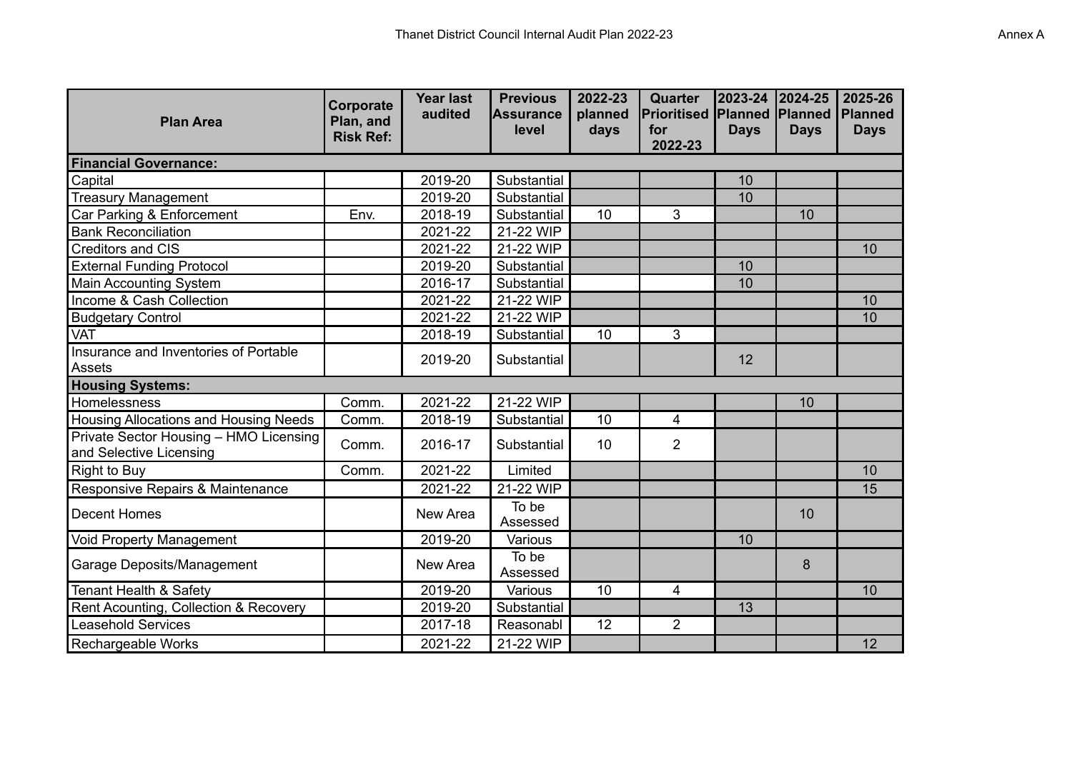Thanet District Council Internal Audit Plan 2022-23

Annex A

| Plan Area | Corporate Plan, and Risk Ref: | Year last audited | Previous Assurance level | 2022-23 planned days | Quarter Prioritised for 2022-23 | 2023-24 Planned Days | 2024-25 Planned Days | 2025-26 Planned Days |
|---|---|---|---|---|---|---|---|---|
| **Financial Governance:** | | | | | | | | |
| Capital | | 2019-20 | Substantial | | | 10 | | |
| Treasury Management | | 2019-20 | Substantial | | | 10 | | |
| Car Parking & Enforcement | Env. | 2018-19 | Substantial | 10 | 3 | | 10 | |
| Bank Reconciliation | | 2021-22 | 21-22 WIP | | | | | |
| Creditors and CIS | | 2021-22 | 21-22 WIP | | | | | 10 |
| External Funding Protocol | | 2019-20 | Substantial | | | 10 | | |
| Main Accounting System | | 2016-17 | Substantial | | | 10 | | |
| Income & Cash Collection | | 2021-22 | 21-22 WIP | | | | | 10 |
| Budgetary Control | | 2021-22 | 21-22 WIP | | | | | 10 |
| VAT | | 2018-19 | Substantial | 10 | 3 | | | |
| Insurance and Inventories of Portable Assets | | 2019-20 | Substantial | | | 12 | | |
| **Housing Systems:** | | | | | | | | |
| Homelessness | Comm. | 2021-22 | 21-22 WIP | | | | 10 | |
| Housing Allocations and Housing Needs | Comm. | 2018-19 | Substantial | 10 | 4 | | | |
| Private Sector Housing – HMO Licensing and Selective Licensing | Comm. | 2016-17 | Substantial | 10 | 2 | | | |
| Right to Buy | Comm. | 2021-22 | Limited | | | | | 10 |
| Responsive Repairs & Maintenance | | 2021-22 | 21-22 WIP | | | | | 15 |
| Decent Homes | | New Area | To be Assessed | | | | 10 | |
| Void Property Management | | 2019-20 | Various | | | 10 | | |
| Garage Deposits/Management | | New Area | To be Assessed | | | | 8 | |
| Tenant Health & Safety | | 2019-20 | Various | 10 | 4 | | | 10 |
| Rent Acounting, Collection & Recovery | | 2019-20 | Substantial | | | 13 | | |
| Leasehold Services | | 2017-18 | Reasonabl | 12 | 2 | | | |
| Rechargeable Works | | 2021-22 | 21-22 WIP | | | | | 12 |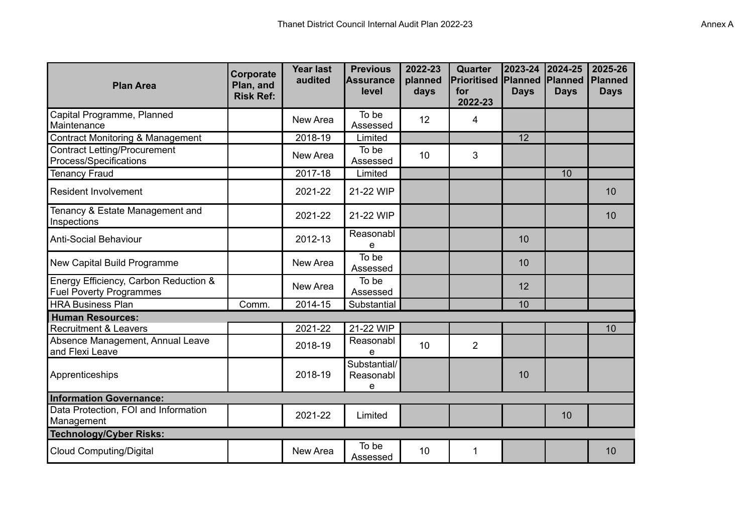| Plan Area | Corporate Plan, and Risk Ref: | Year last audited | Previous Assurance level | 2022-23 planned days | Quarter Prioritised for 2022-23 | 2023-24 Planned Days | 2024-25 Planned Days | 2025-26 Planned Days |
|---|---|---|---|---|---|---|---|---|
| Capital Programme, Planned Maintenance | | New Area | To be Assessed | 12 | 4 | | | |
| Contract Monitoring & Management | | 2018-19 | Limited | | | 12 | | |
| Contract Letting/Procurement Process/Specifications | | New Area | To be Assessed | 10 | 3 | | | |
| Tenancy Fraud | | 2017-18 | Limited | | | | 10 | |
| Resident Involvement | | 2021-22 | 21-22 WIP | | | | | 10 |
| Tenancy & Estate Management and Inspections | | 2021-22 | 21-22 WIP | | | | | 10 |
| Anti-Social Behaviour | | 2012-13 | Reasonable | | | 10 | | |
| New Capital Build Programme | | New Area | To be Assessed | | | 10 | | |
| Energy Efficiency, Carbon Reduction & Fuel Poverty Programmes | | New Area | To be Assessed | | | 12 | | |
| HRA Business Plan | Comm. | 2014-15 | Substantial | | | 10 | | |
| **Human Resources:** | | | | | | | | |
| Recruitment & Leavers | | 2021-22 | 21-22 WIP | | | | | 10 |
| Absence Management, Annual Leave and Flexi Leave | | 2018-19 | Reasonable | 10 | 2 | | | |
| Apprenticeships | | 2018-19 | Substantial/ Reasonable | | | 10 | | |
| **Information Governance:** | | | | | | | | |
| Data Protection, FOI and Information Management | | 2021-22 | Limited | | | | 10 | |
| **Technology/Cyber Risks:** | | | | | | | | |
| Cloud Computing/Digital | | New Area | To be Assessed | 10 | 1 | | | 10 |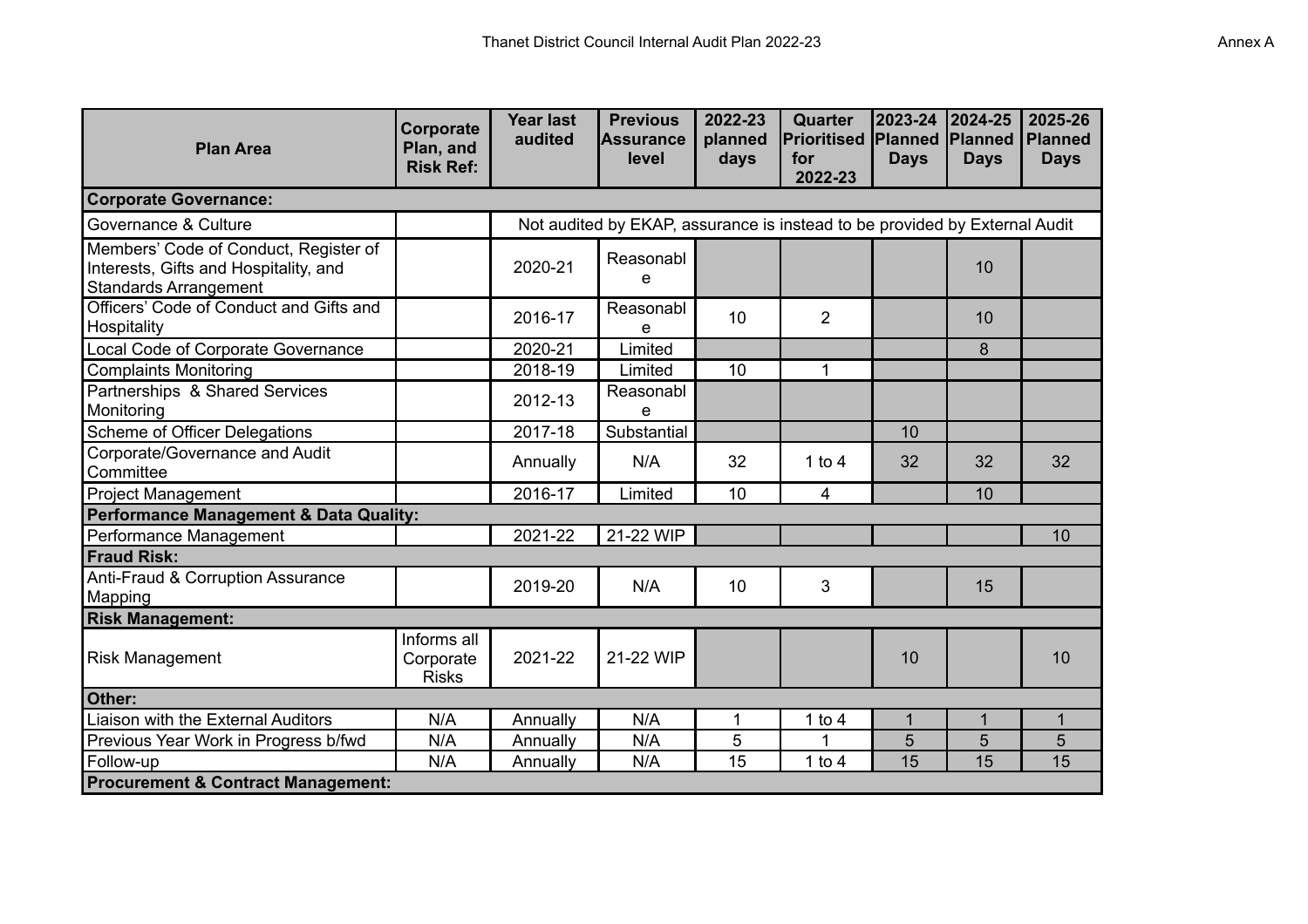Thanet District Council Internal Audit Plan 2022-23

Annex A

| Plan Area | Corporate Plan, and Risk Ref: | Year last audited | Previous Assurance level | 2022-23 planned days | Quarter Prioritised for 2022-23 | 2023-24 Planned Days | 2024-25 Planned Days | 2025-26 Planned Days |
|---|---|---|---|---|---|---|---|---|
| **Corporate Governance:** | | | | | | | | |
| Governance & Culture | | Not audited by EKAP, assurance is instead to be provided by External Audit | | | | | | |
| Members' Code of Conduct, Register of Interests, Gifts and Hospitality, and Standards Arrangement | | 2020-21 | Reasonable | | | | 10 | |
| Officers' Code of Conduct and Gifts and Hospitality | | 2016-17 | Reasonable | 10 | 2 | | 10 | |
| Local Code of Corporate Governance | | 2020-21 | Limited | | | | 8 | |
| Complaints Monitoring | | 2018-19 | Limited | 10 | 1 | | | |
| Partnerships & Shared Services Monitoring | | 2012-13 | Reasonable | | | | | |
| Scheme of Officer Delegations | | 2017-18 | Substantial | | | 10 | | |
| Corporate/Governance and Audit Committee | | Annually | N/A | 32 | 1 to 4 | 32 | 32 | 32 |
| Project Management | | 2016-17 | Limited | 10 | 4 | | 10 | |
| **Performance Management & Data Quality:** | | | | | | | | |
| Performance Management | | 2021-22 | 21-22 WIP | | | | | 10 |
| **Fraud Risk:** | | | | | | | | |
| Anti-Fraud & Corruption Assurance Mapping | | 2019-20 | N/A | 10 | 3 | | 15 | |
| **Risk Management:** | | | | | | | | |
| Risk Management | Informs all Corporate Risks | 2021-22 | 21-22 WIP | | | 10 | | 10 |
| **Other:** | | | | | | | | |
| Liaison with the External Auditors | N/A | Annually | N/A | 1 | 1 to 4 | 1 | 1 | 1 |
| Previous Year Work in Progress b/fwd | N/A | Annually | N/A | 5 | 1 | 5 | 5 | 5 |
| Follow-up | N/A | Annually | N/A | 15 | 1 to 4 | 15 | 15 | 15 |
| **Procurement & Contract Management:** | | | | | | | | |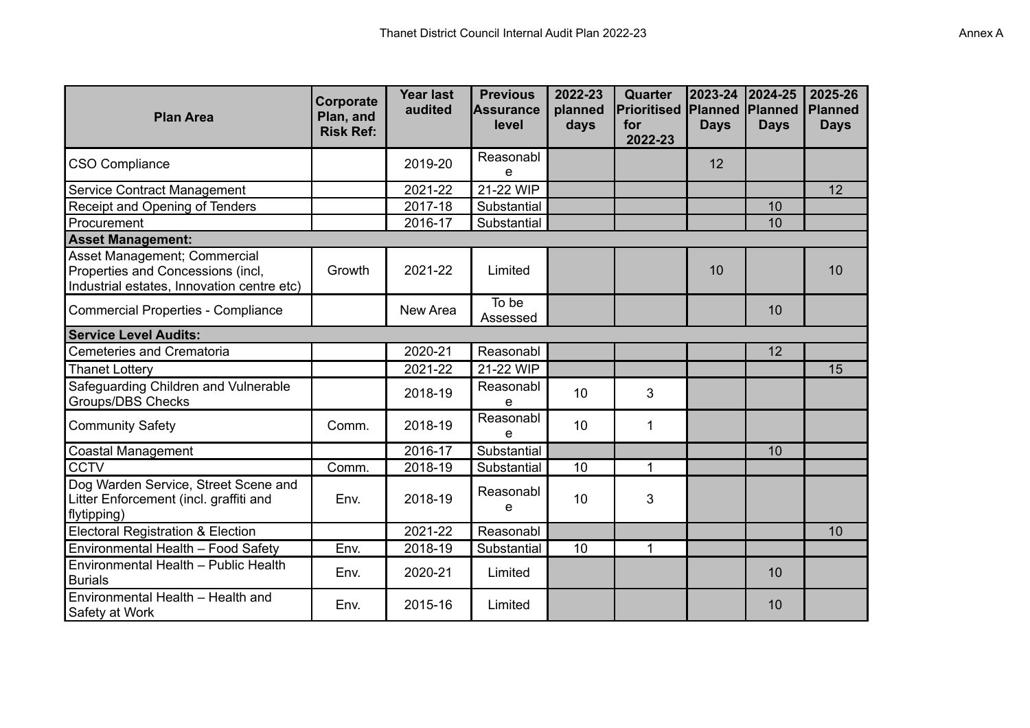| Plan Area | Corporate Plan, and Risk Ref: | Year last audited | Previous Assurance level | 2022-23 planned days | Quarter Prioritised for 2022-23 | 2023-24 Planned Days | 2024-25 Planned Days | 2025-26 Planned Days |
|---|---|---|---|---|---|---|---|---|
| CSO Compliance | | 2019-20 | Reasonable | | | 12 | | |
| Service Contract Management | | 2021-22 | 21-22 WIP | | | | | 12 |
| Receipt and Opening of Tenders | | 2017-18 | Substantial | | | | 10 | |
| Procurement | | 2016-17 | Substantial | | | | 10 | |
| **Asset Management:** | | | | | | | | |
| Asset Management; Commercial Properties and Concessions (incl, Industrial estates, Innovation centre etc) | Growth | 2021-22 | Limited | | | 10 | | 10 |
| Commercial Properties - Compliance | | New Area | To be Assessed | | | | 10 | |
| **Service Level Audits:** | | | | | | | | |
| Cemeteries and Crematoria | | 2020-21 | Reasonabl | | | | 12 | |
| Thanet Lottery | | 2021-22 | 21-22 WIP | | | | | 15 |
| Safeguarding Children and Vulnerable Groups/DBS Checks | | 2018-19 | Reasonable | 10 | 3 | | | |
| Community Safety | Comm. | 2018-19 | Reasonable | 10 | 1 | | | |
| Coastal Management | | 2016-17 | Substantial | | | | 10 | |
| CCTV | Comm. | 2018-19 | Substantial | 10 | 1 | | | |
| Dog Warden Service, Street Scene and Litter Enforcement (incl. graffiti and flytipping) | Env. | 2018-19 | Reasonable | 10 | 3 | | | |
| Electoral Registration & Election | | 2021-22 | Reasonabl | | | | | 10 |
| Environmental Health – Food Safety | Env. | 2018-19 | Substantial | 10 | 1 | | | |
| Environmental Health – Public Health Burials | Env. | 2020-21 | Limited | | | | 10 | |
| Environmental Health – Health and Safety at Work | Env. | 2015-16 | Limited | | | | 10 | |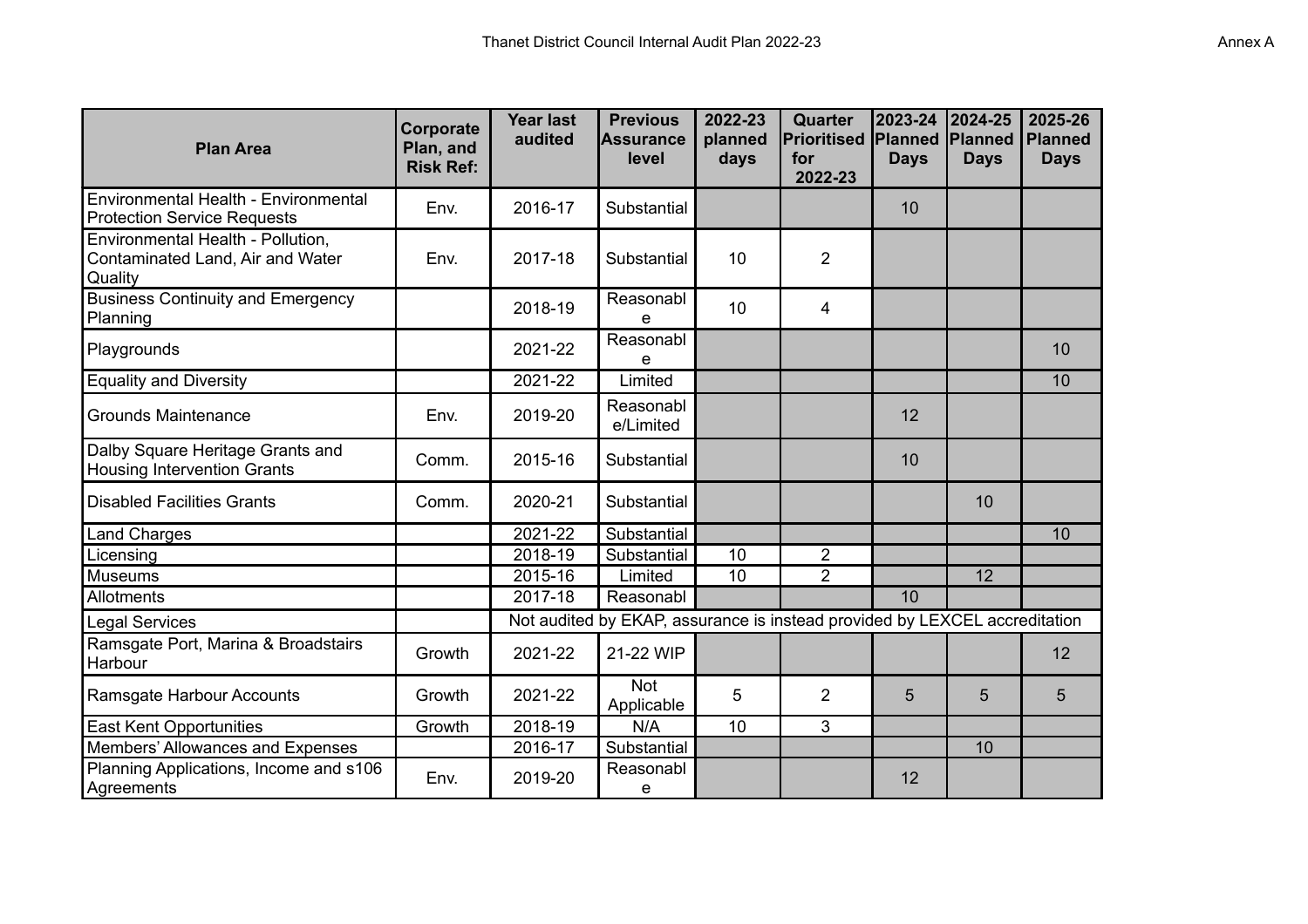Thanet District Council Internal Audit Plan 2022-23

Annex A

| Plan Area | Corporate Plan, and Risk Ref: | Year last audited | Previous Assurance level | 2022-23 planned days | Quarter Prioritised for 2022-23 | 2023-24 Planned Days | 2024-25 Planned Days | 2025-26 Planned Days |
|---|---|---|---|---|---|---|---|---|
| Environmental Health - Environmental Protection Service Requests | Env. | 2016-17 | Substantial | | | 10 | | |
| Environmental Health - Pollution, Contaminated Land, Air and Water Quality | Env. | 2017-18 | Substantial | 10 | 2 | | | |
| Business Continuity and Emergency Planning | | 2018-19 | Reasonable | 10 | 4 | | | |
| Playgrounds | | 2021-22 | Reasonable | | | | | 10 |
| Equality and Diversity | | 2021-22 | Limited | | | | | 10 |
| Grounds Maintenance | Env. | 2019-20 | Reasonable/Limited | | | 12 | | |
| Dalby Square Heritage Grants and Housing Intervention Grants | Comm. | 2015-16 | Substantial | | | 10 | | |
| Disabled Facilities Grants | Comm. | 2020-21 | Substantial | | | | 10 | |
| Land Charges | | 2021-22 | Substantial | | | | | 10 |
| Licensing | | 2018-19 | Substantial | 10 | 2 | | | |
| Museums | | 2015-16 | Limited | 10 | 2 | | 12 | |
| Allotments | | 2017-18 | Reasonabl | | | 10 | | |
| Legal Services | | Not audited by EKAP, assurance is instead provided by LEXCEL accreditation | | | | | | |
| Ramsgate Port, Marina & Broadstairs Harbour | Growth | 2021-22 | 21-22 WIP | | | | | 12 |
| Ramsgate Harbour Accounts | Growth | 2021-22 | Not Applicable | 5 | 2 | 5 | 5 | 5 |
| East Kent Opportunities | Growth | 2018-19 | N/A | 10 | 3 | | | |
| Members' Allowances and Expenses | | 2016-17 | Substantial | | | | 10 | |
| Planning Applications, Income and s106 Agreements | Env. | 2019-20 | Reasonable | | | 12 | | |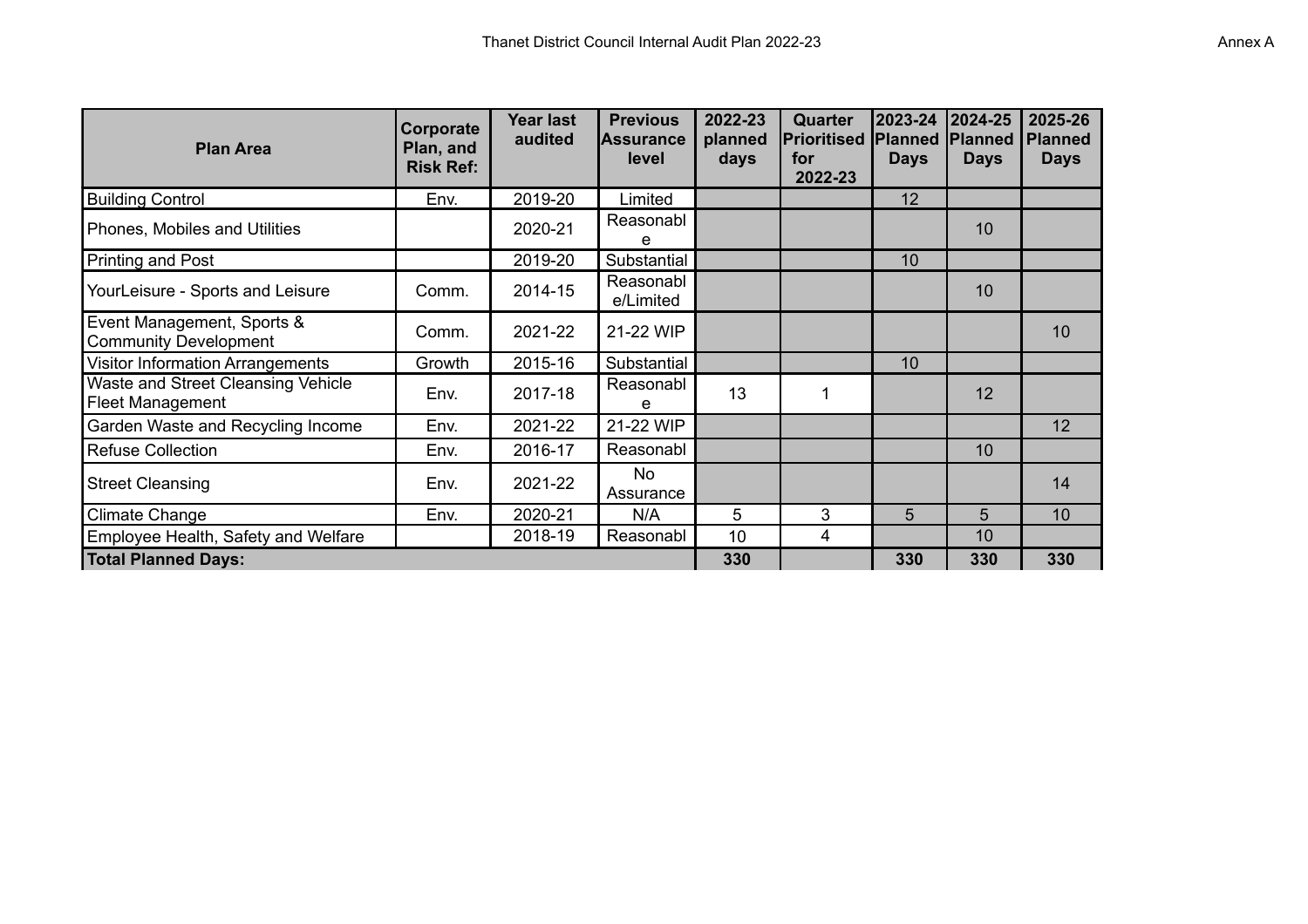Thanet District Council Internal Audit Plan 2022-23

Annex A

| Plan Area | Corporate Plan, and Risk Ref: | Year last audited | Previous Assurance level | 2022-23 planned days | Quarter Prioritised for 2022-23 | 2023-24 Planned Days | 2024-25 Planned Days | 2025-26 Planned Days |
|---|---|---|---|---|---|---|---|---|
| Building Control | Env. | 2019-20 | Limited | | | 12 | | |
| Phones, Mobiles and Utilities | | 2020-21 | Reasonable | | | | 10 | |
| Printing and Post | | 2019-20 | Substantial | | | 10 | | |
| YourLeisure - Sports and Leisure | Comm. | 2014-15 | Reasonable/Limited | | | | 10 | |
| Event Management, Sports & Community Development | Comm. | 2021-22 | 21-22 WIP | | | | | 10 |
| Visitor Information Arrangements | Growth | 2015-16 | Substantial | | | 10 | | |
| Waste and Street Cleansing Vehicle Fleet Management | Env. | 2017-18 | Reasonable | 13 | 1 | | 12 | |
| Garden Waste and Recycling Income | Env. | 2021-22 | 21-22 WIP | | | | | 12 |
| Refuse Collection | Env. | 2016-17 | Reasonabl | | | | 10 | |
| Street Cleansing | Env. | 2021-22 | No Assurance | | | | | 14 |
| Climate Change | Env. | 2020-21 | N/A | 5 | 3 | 5 | 5 | 10 |
| Employee Health, Safety and Welfare | | 2018-19 | Reasonabl | 10 | 4 | | 10 | |
| **Total Planned Days:** | | | | **330** | | **330** | **330** | **330** |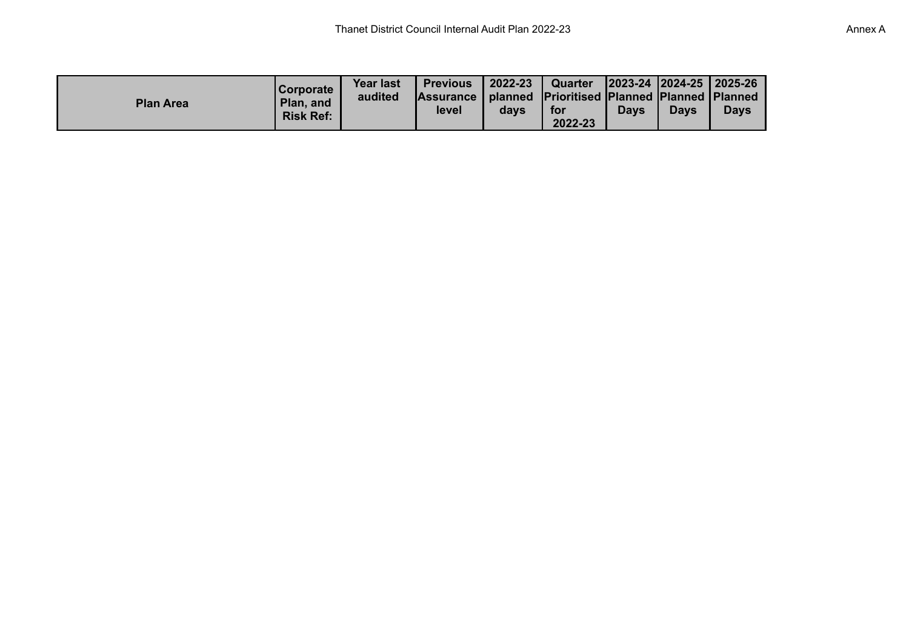| Plan Area | Corporate Plan, and Risk Ref: | Year last audited | Previous Assurance level | 2022-23 planned days | Quarter Prioritised for 2022-23 | 2023-24 Planned Days | 2024-25 Planned Days | 2025-26 Planned Days |
|---|---|---|---|---|---|---|---|---|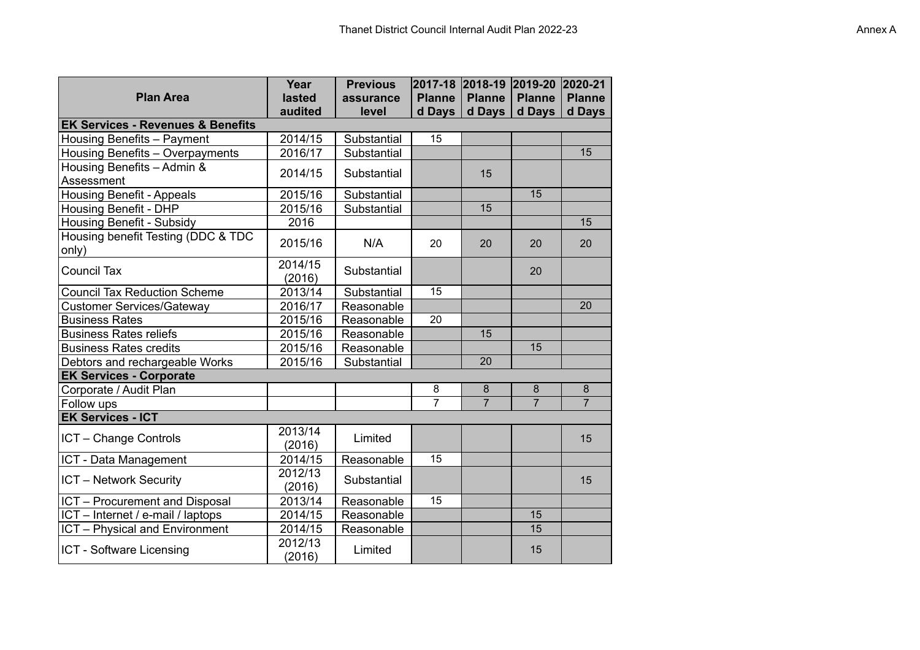| Plan Area | Year lasted audited | Previous assurance level | 2017-18 Planned Days | 2018-19 Planned Days | 2019-20 Planned Days | 2020-21 Planned Days |
|---|---|---|---|---|---|---|
| **EK Services - Revenues & Benefits** | | | | | | |
| Housing Benefits – Payment | 2014/15 | Substantial | 15 | | | |
| Housing Benefits – Overpayments | 2016/17 | Substantial | | | | 15 |
| Housing Benefits – Admin & Assessment | 2014/15 | Substantial | | 15 | | |
| Housing Benefit - Appeals | 2015/16 | Substantial | | | 15 | |
| Housing Benefit - DHP | 2015/16 | Substantial | | 15 | | |
| Housing Benefit - Subsidy | 2016 | | | | | 15 |
| Housing benefit Testing (DDC & TDC only) | 2015/16 | N/A | 20 | 20 | 20 | 20 |
| Council Tax | 2014/15 (2016) | Substantial | | | 20 | |
| Council Tax Reduction Scheme | 2013/14 | Substantial | 15 | | | |
| Customer Services/Gateway | 2016/17 | Reasonable | | | | 20 |
| Business Rates | 2015/16 | Reasonable | 20 | | | |
| Business Rates reliefs | 2015/16 | Reasonable | | 15 | | |
| Business Rates credits | 2015/16 | Reasonable | | | 15 | |
| Debtors and rechargeable Works | 2015/16 | Substantial | | 20 | | |
| **EK Services - Corporate** | | | | | | |
| Corporate / Audit Plan | | | 8 | 8 | 8 | 8 |
| Follow ups | | | 7 | 7 | 7 | 7 |
| **EK Services - ICT** | | | | | | |
| ICT – Change Controls | 2013/14 (2016) | Limited | | | | 15 |
| ICT - Data Management | 2014/15 | Reasonable | 15 | | | |
| ICT – Network Security | 2012/13 (2016) | Substantial | | | | 15 |
| ICT – Procurement and Disposal | 2013/14 | Reasonable | 15 | | | |
| ICT – Internet / e-mail / laptops | 2014/15 | Reasonable | | | 15 | |
| ICT – Physical and Environment | 2014/15 | Reasonable | | | 15 | |
| ICT - Software Licensing | 2012/13 (2016) | Limited | | | 15 | |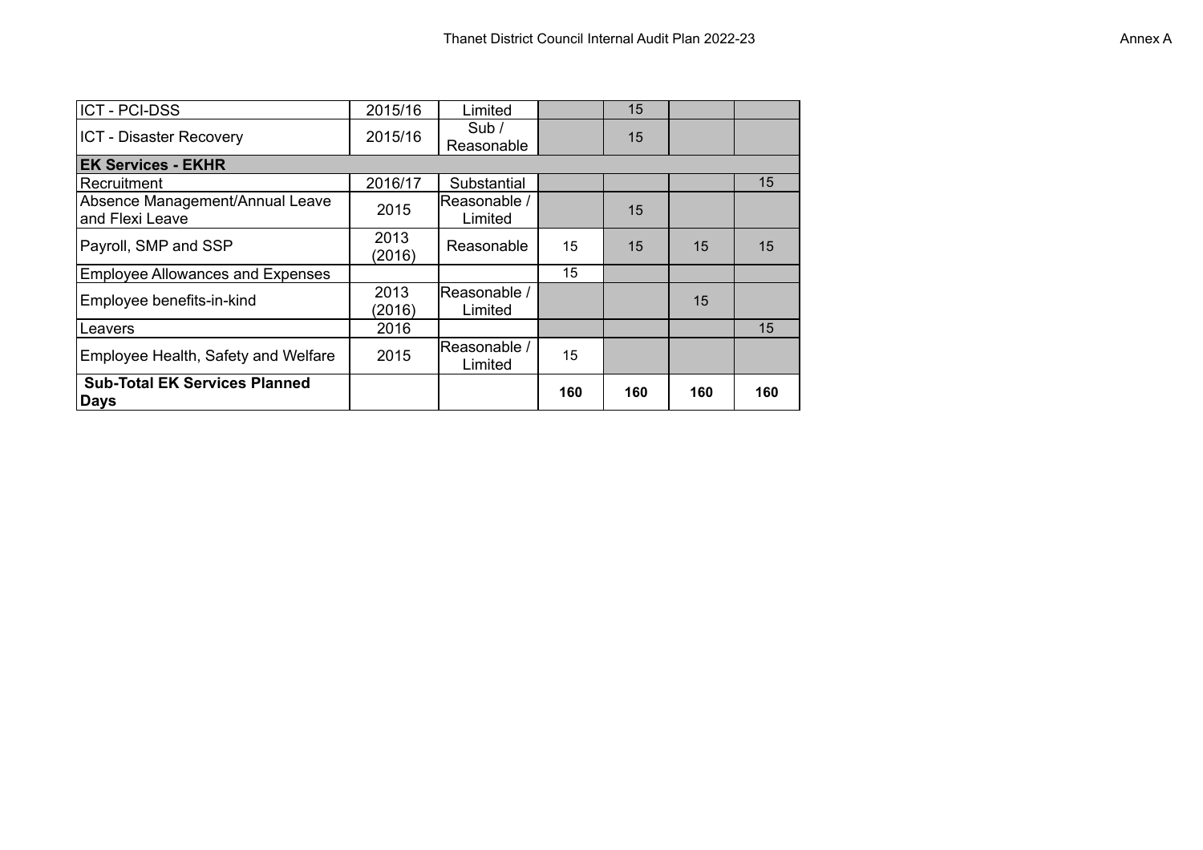| | | | | | | |
|---|---|---|---|---|---|---|
| ICT - PCI-DSS | 2015/16 | Limited | | 15 | | |
| ICT - Disaster Recovery | 2015/16 | Sub / Reasonable | | 15 | | |
| **EK Services - EKHR** | | | | | | |
| Recruitment | 2016/17 | Substantial | | | | 15 |
| Absence Management/Annual Leave and Flexi Leave | 2015 | Reasonable / Limited | | 15 | | |
| Payroll, SMP and SSP | 2013 (2016) | Reasonable | 15 | 15 | 15 | 15 |
| Employee Allowances and Expenses | | | 15 | | | |
| Employee benefits-in-kind | 2013 (2016) | Reasonable / Limited | | | 15 | |
| Leavers | 2016 | | | | | 15 |
| Employee Health, Safety and Welfare | 2015 | Reasonable / Limited | 15 | | | |
| **Sub-Total EK Services Planned Days** | | | **160** | **160** | **160** | **160** |